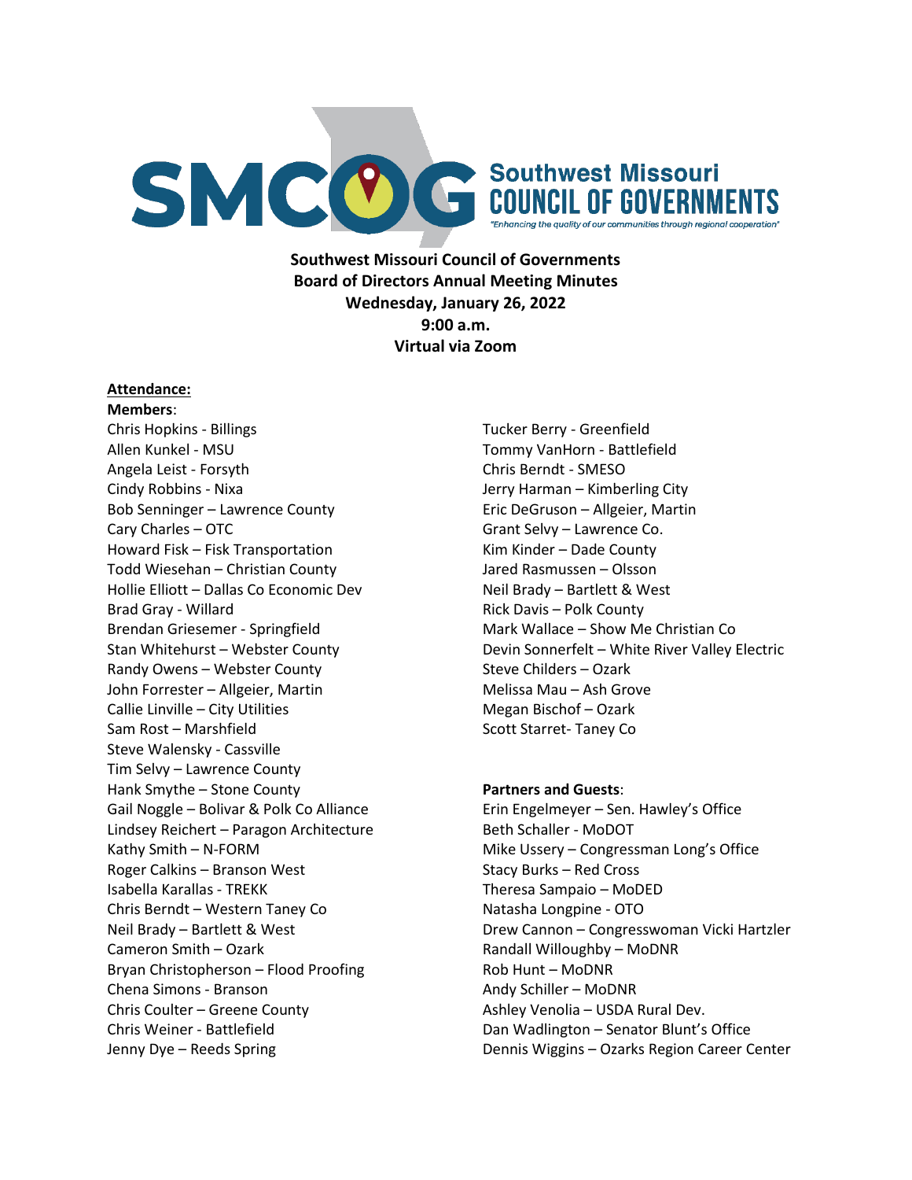# Southwest Missouri Council of Governments

*"Enhancing the quality of our communities through regional cooperation"*

**Southwest Missouri Council of Governments**
**Board of Directors Annual Meeting Minutes**
**Wednesday, January 26, 2022**
**9:00 a.m.**
**Virtual via Zoom**

**Attendance:**

**Members**:

Chris Hopkins - Billings
Allen Kunkel - MSU
Angela Leist - Forsyth
Cindy Robbins - Nixa
Bob Senninger – Lawrence County
Cary Charles – OTC
Howard Fisk – Fisk Transportation
Todd Wiesehan – Christian County
Hollie Elliott – Dallas Co Economic Dev
Brad Gray - Willard
Brendan Griesemer - Springfield
Stan Whitehurst – Webster County
Randy Owens – Webster County
John Forrester – Allgeier, Martin
Callie Linville – City Utilities
Sam Rost – Marshfield
Steve Walensky - Cassville
Tim Selvy – Lawrence County
Hank Smythe – Stone County
Gail Noggle – Bolivar & Polk Co Alliance
Lindsey Reichert – Paragon Architecture
Kathy Smith – N-FORM
Roger Calkins – Branson West
Isabella Karallas - TREKK
Chris Berndt – Western Taney Co
Neil Brady – Bartlett & West
Cameron Smith – Ozark
Bryan Christopherson – Flood Proofing
Chena Simons - Branson
Chris Coulter – Greene County
Chris Weiner - Battlefield
Jenny Dye – Reeds Spring
Tucker Berry - Greenfield
Tommy VanHorn - Battlefield
Chris Berndt - SMESO
Jerry Harman – Kimberling City
Eric DeGruson – Allgeier, Martin
Grant Selvy – Lawrence Co.
Kim Kinder – Dade County
Jared Rasmussen – Olsson
Neil Brady – Bartlett & West
Rick Davis – Polk County
Mark Wallace – Show Me Christian Co
Devin Sonnerfelt – White River Valley Electric
Steve Childers – Ozark
Melissa Mau – Ash Grove
Megan Bischof – Ozark
Scott Starret- Taney Co

**Partners and Guests**:

Erin Engelmeyer – Sen. Hawley's Office
Beth Schaller - MoDOT
Mike Ussery – Congressman Long's Office
Stacy Burks – Red Cross
Theresa Sampaio – MoDED
Natasha Longpine - OTO
Drew Cannon – Congresswoman Vicki Hartzler
Randall Willoughby – MoDNR
Rob Hunt – MoDNR
Andy Schiller – MoDNR
Ashley Venolia – USDA Rural Dev.
Dan Wadlington – Senator Blunt's Office
Dennis Wiggins – Ozarks Region Career Center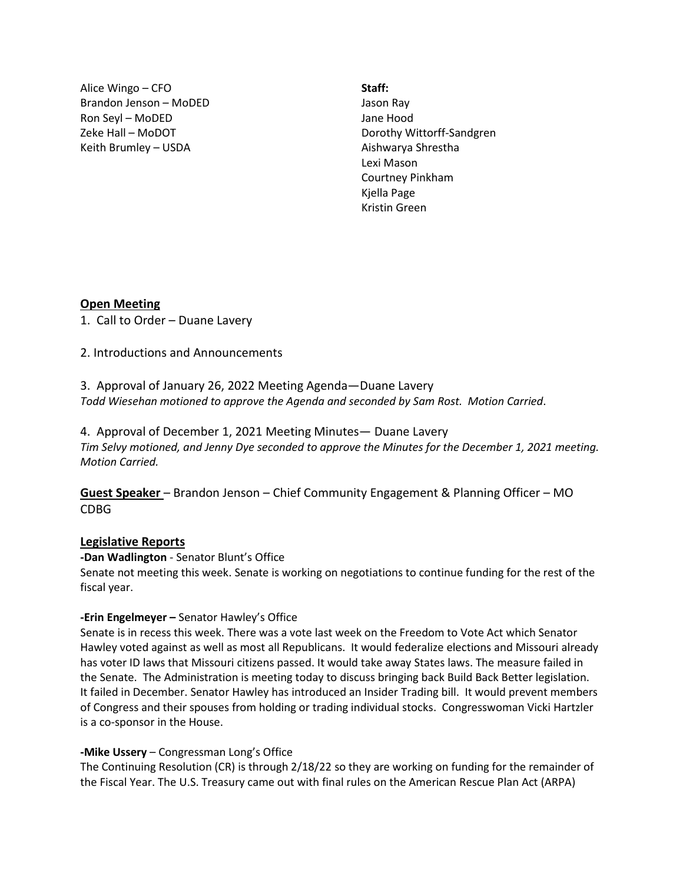Alice Wingo – CFO
Brandon Jenson – MoDED
Ron Seyl – MoDED
Zeke Hall – MoDOT
Keith Brumley – USDA

**Staff:**
Jason Ray
Jane Hood
Dorothy Wittorff-Sandgren
Aishwarya Shrestha
Lexi Mason
Courtney Pinkham
Kjella Page
Kristin Green

## Open Meeting

1. Call to Order – Duane Lavery

2. Introductions and Announcements

3. Approval of January 26, 2022 Meeting Agenda—Duane Lavery
*Todd Wiesehan motioned to approve the Agenda and seconded by Sam Rost. Motion Carried*.

4. Approval of December 1, 2021 Meeting Minutes— Duane Lavery
*Tim Selvy motioned, and Jenny Dye seconded to approve the Minutes for the December 1, 2021 meeting. Motion Carried.*

**Guest Speaker** – Brandon Jenson – Chief Community Engagement & Planning Officer – MO CDBG

## Legislative Reports

**-Dan Wadlington** - Senator Blunt's Office
Senate not meeting this week. Senate is working on negotiations to continue funding for the rest of the fiscal year.

**-Erin Engelmeyer –** Senator Hawley's Office
Senate is in recess this week. There was a vote last week on the Freedom to Vote Act which Senator Hawley voted against as well as most all Republicans. It would federalize elections and Missouri already has voter ID laws that Missouri citizens passed. It would take away States laws. The measure failed in the Senate. The Administration is meeting today to discuss bringing back Build Back Better legislation. It failed in December. Senator Hawley has introduced an Insider Trading bill. It would prevent members of Congress and their spouses from holding or trading individual stocks. Congresswoman Vicki Hartzler is a co-sponsor in the House.

**-Mike Ussery** – Congressman Long's Office
The Continuing Resolution (CR) is through 2/18/22 so they are working on funding for the remainder of the Fiscal Year. The U.S. Treasury came out with final rules on the American Rescue Plan Act (ARPA)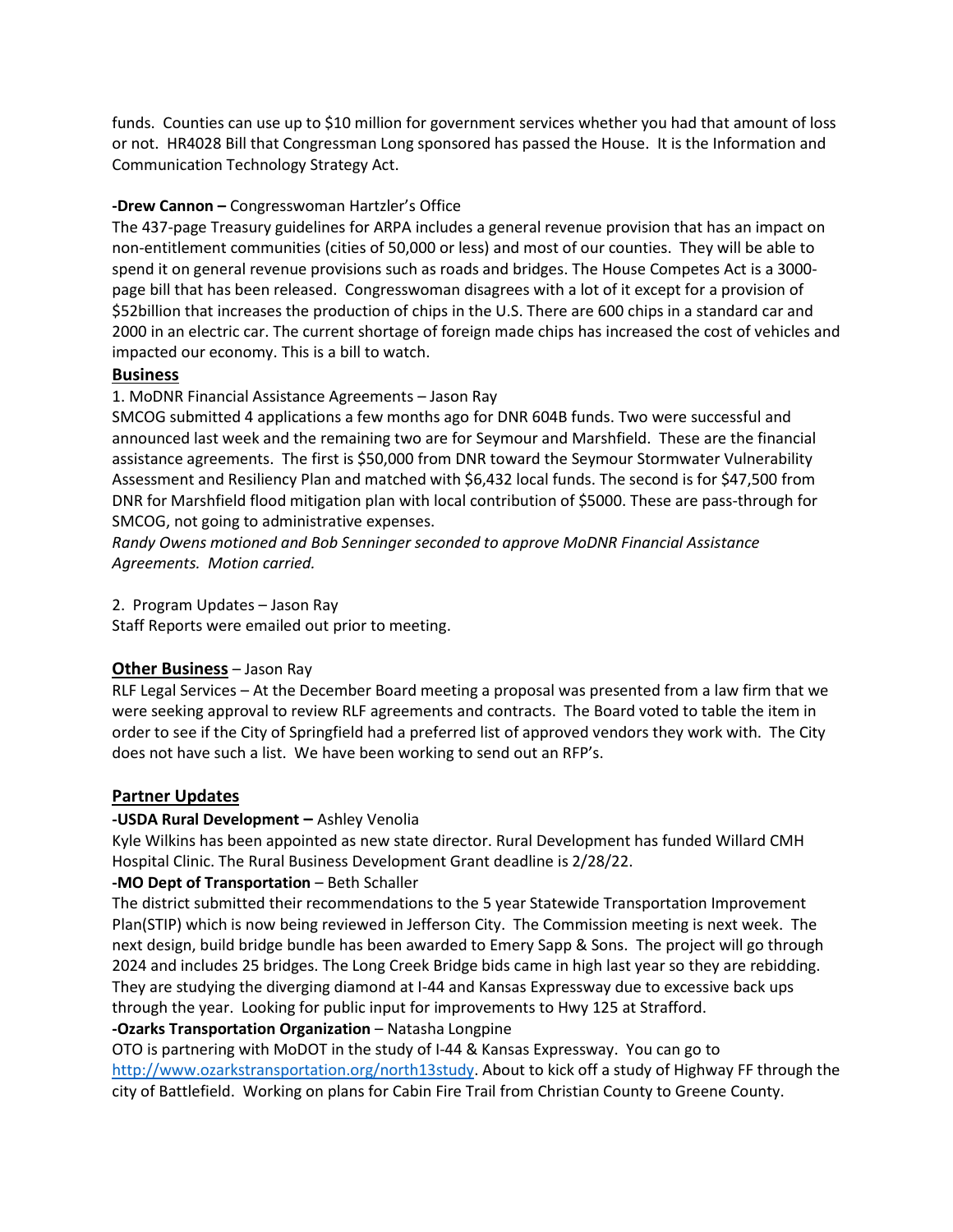funds. Counties can use up to $10 million for government services whether you had that amount of loss or not. HR4028 Bill that Congressman Long sponsored has passed the House. It is the Information and Communication Technology Strategy Act.

**-Drew Cannon –** Congresswoman Hartzler's Office
The 437-page Treasury guidelines for ARPA includes a general revenue provision that has an impact on non-entitlement communities (cities of 50,000 or less) and most of our counties. They will be able to spend it on general revenue provisions such as roads and bridges. The House Competes Act is a 3000-page bill that has been released. Congresswoman disagrees with a lot of it except for a provision of $52billion that increases the production of chips in the U.S. There are 600 chips in a standard car and 2000 in an electric car. The current shortage of foreign made chips has increased the cost of vehicles and impacted our economy. This is a bill to watch.

## Business

1. MoDNR Financial Assistance Agreements – Jason Ray
SMCOG submitted 4 applications a few months ago for DNR 604B funds. Two were successful and announced last week and the remaining two are for Seymour and Marshfield. These are the financial assistance agreements. The first is $50,000 from DNR toward the Seymour Stormwater Vulnerability Assessment and Resiliency Plan and matched with $6,432 local funds. The second is for $47,500 from DNR for Marshfield flood mitigation plan with local contribution of $5000. These are pass-through for SMCOG, not going to administrative expenses.
*Randy Owens motioned and Bob Senninger seconded to approve MoDNR Financial Assistance Agreements. Motion carried.*

2. Program Updates – Jason Ray
Staff Reports were emailed out prior to meeting.

## Other Business – Jason Ray

RLF Legal Services – At the December Board meeting a proposal was presented from a law firm that we were seeking approval to review RLF agreements and contracts. The Board voted to table the item in order to see if the City of Springfield had a preferred list of approved vendors they work with. The City does not have such a list. We have been working to send out an RFP's.

## Partner Updates

**-USDA Rural Development –** Ashley Venolia
Kyle Wilkins has been appointed as new state director. Rural Development has funded Willard CMH Hospital Clinic. The Rural Business Development Grant deadline is 2/28/22.

**-MO Dept of Transportation** – Beth Schaller
The district submitted their recommendations to the 5 year Statewide Transportation Improvement Plan(STIP) which is now being reviewed in Jefferson City. The Commission meeting is next week. The next design, build bridge bundle has been awarded to Emery Sapp & Sons. The project will go through 2024 and includes 25 bridges. The Long Creek Bridge bids came in high last year so they are rebidding. They are studying the diverging diamond at I-44 and Kansas Expressway due to excessive back ups through the year. Looking for public input for improvements to Hwy 125 at Strafford.

**-Ozarks Transportation Organization** – Natasha Longpine
OTO is partnering with MoDOT in the study of I-44 & Kansas Expressway. You can go to http://www.ozarkstransportation.org/north13study. About to kick off a study of Highway FF through the city of Battlefield. Working on plans for Cabin Fire Trail from Christian County to Greene County.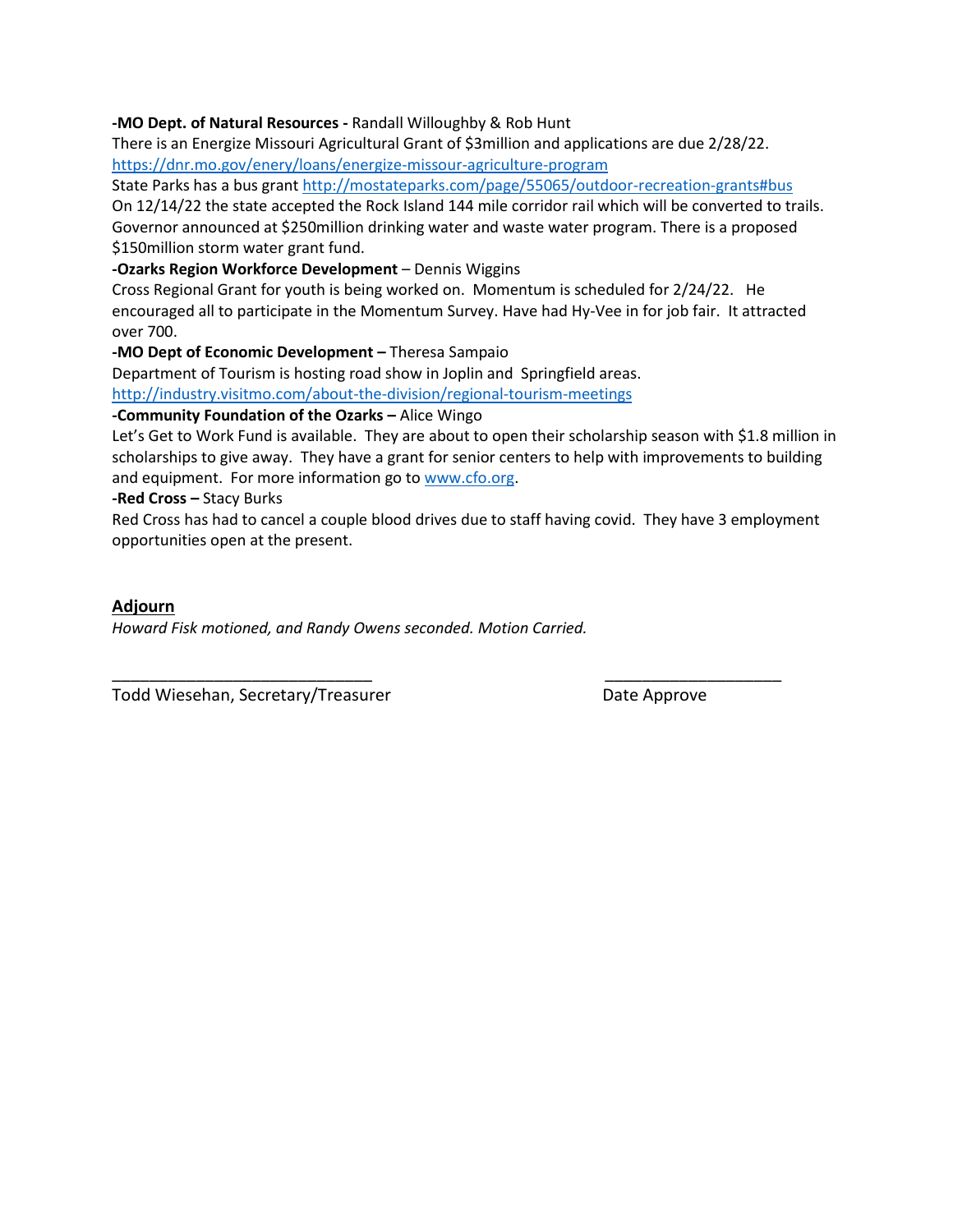**-MO Dept. of Natural Resources -** Randall Willoughby & Rob Hunt
There is an Energize Missouri Agricultural Grant of $3million and applications are due 2/28/22.
https://dnr.mo.gov/enery/loans/energize-missour-agriculture-program
State Parks has a bus grant http://mostateparks.com/page/55065/outdoor-recreation-grants#bus
On 12/14/22 the state accepted the Rock Island 144 mile corridor rail which will be converted to trails. Governor announced at $250million drinking water and waste water program. There is a proposed $150million storm water grant fund.

**-Ozarks Region Workforce Development** – Dennis Wiggins
Cross Regional Grant for youth is being worked on. Momentum is scheduled for 2/24/22. He encouraged all to participate in the Momentum Survey. Have had Hy-Vee in for job fair. It attracted over 700.

**-MO Dept of Economic Development –** Theresa Sampaio
Department of Tourism is hosting road show in Joplin and Springfield areas.
http://industry.visitmo.com/about-the-division/regional-tourism-meetings

**-Community Foundation of the Ozarks –** Alice Wingo
Let's Get to Work Fund is available. They are about to open their scholarship season with $1.8 million in scholarships to give away. They have a grant for senior centers to help with improvements to building and equipment. For more information go to www.cfo.org.

**-Red Cross –** Stacy Burks
Red Cross has had to cancel a couple blood drives due to staff having covid. They have 3 employment opportunities open at the present.

## Adjourn

*Howard Fisk motioned, and Randy Owens seconded. Motion Carried.*

_____________________________ ____________________

Todd Wiesehan, Secretary/Treasurer Date Approve